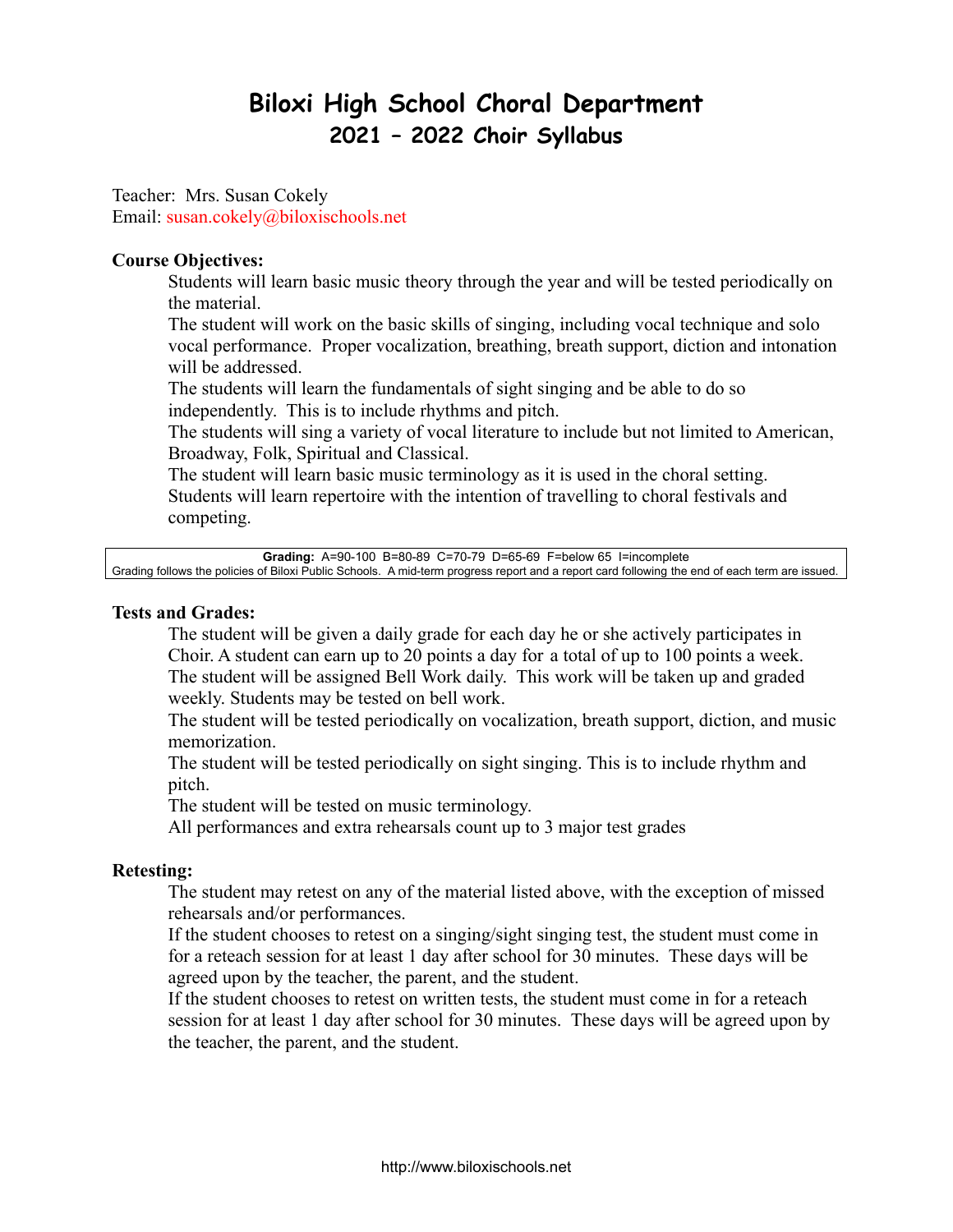# Biloxi High School Choral Department
## 2021 – 2022 Choir Syllabus

Teacher: Mrs. Susan Cokely
Email: susan.cokely@biloxischools.net

**Course Objectives:**

Students will learn basic music theory through the year and will be tested periodically on the material.
The student will work on the basic skills of singing, including vocal technique and solo vocal performance. Proper vocalization, breathing, breath support, diction and intonation will be addressed.
The students will learn the fundamentals of sight singing and be able to do so independently. This is to include rhythms and pitch.
The students will sing a variety of vocal literature to include but not limited to American, Broadway, Folk, Spiritual and Classical.
The student will learn basic music terminology as it is used in the choral setting.
Students will learn repertoire with the intention of travelling to choral festivals and competing.

**Grading:** A=90-100 B=80-89 C=70-79 D=65-69 F=below 65 I=incomplete
Grading follows the policies of Biloxi Public Schools. A mid-term progress report and a report card following the end of each term are issued.

**Tests and Grades:**

The student will be given a daily grade for each day he or she actively participates in Choir. A student can earn up to 20 points a day for a total of up to 100 points a week.
The student will be assigned Bell Work daily. This work will be taken up and graded weekly. Students may be tested on bell work.
The student will be tested periodically on vocalization, breath support, diction, and music memorization.
The student will be tested periodically on sight singing. This is to include rhythm and pitch.
The student will be tested on music terminology.
All performances and extra rehearsals count up to 3 major test grades

**Retesting:**

The student may retest on any of the material listed above, with the exception of missed rehearsals and/or performances.
If the student chooses to retest on a singing/sight singing test, the student must come in for a reteach session for at least 1 day after school for 30 minutes. These days will be agreed upon by the teacher, the parent, and the student.
If the student chooses to retest on written tests, the student must come in for a reteach session for at least 1 day after school for 30 minutes. These days will be agreed upon by the teacher, the parent, and the student.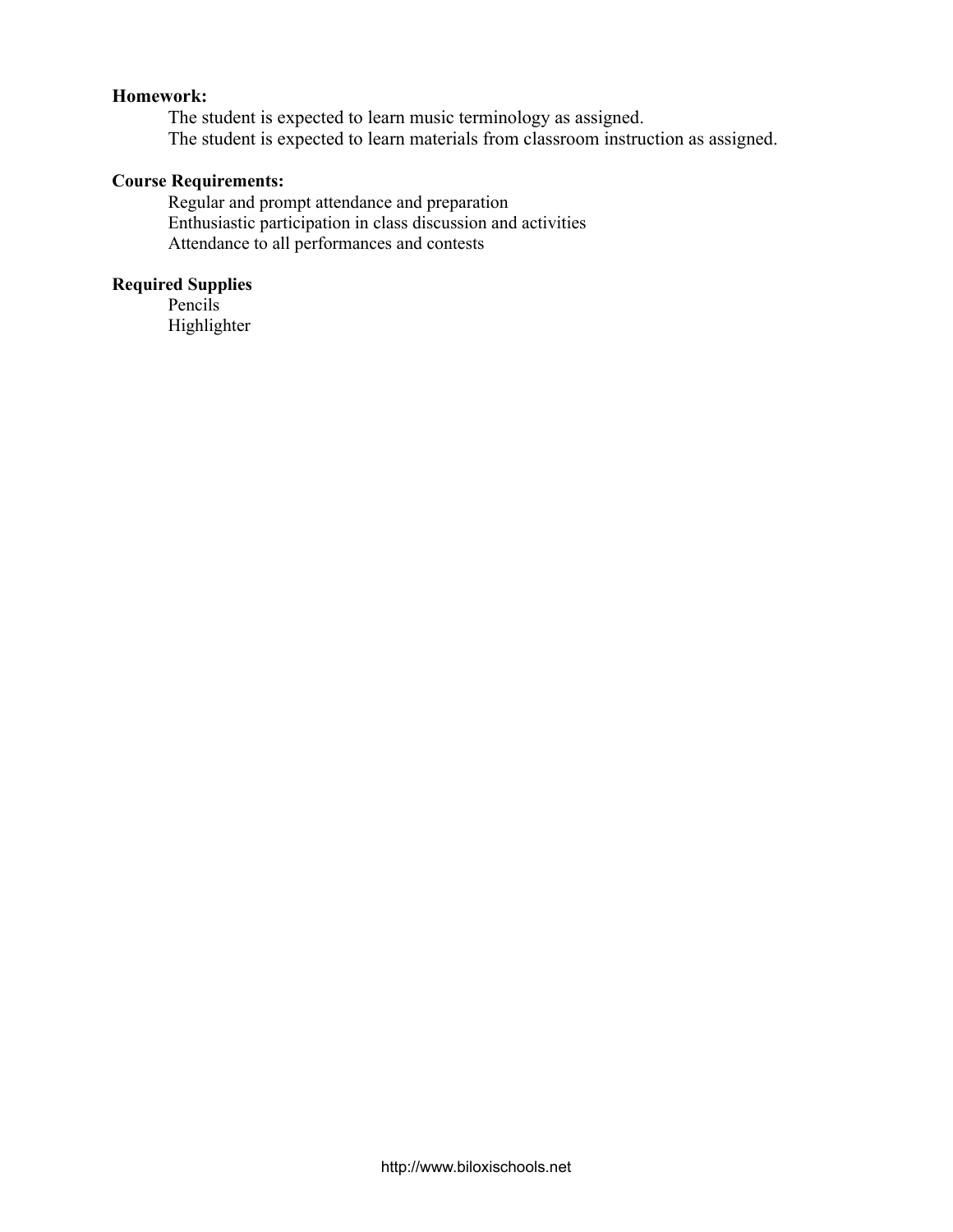**Homework:**

The student is expected to learn music terminology as assigned.
The student is expected to learn materials from classroom instruction as assigned.

**Course Requirements:**

Regular and prompt attendance and preparation
Enthusiastic participation in class discussion and activities
Attendance to all performances and contests

**Required Supplies**

Pencils
Highlighter